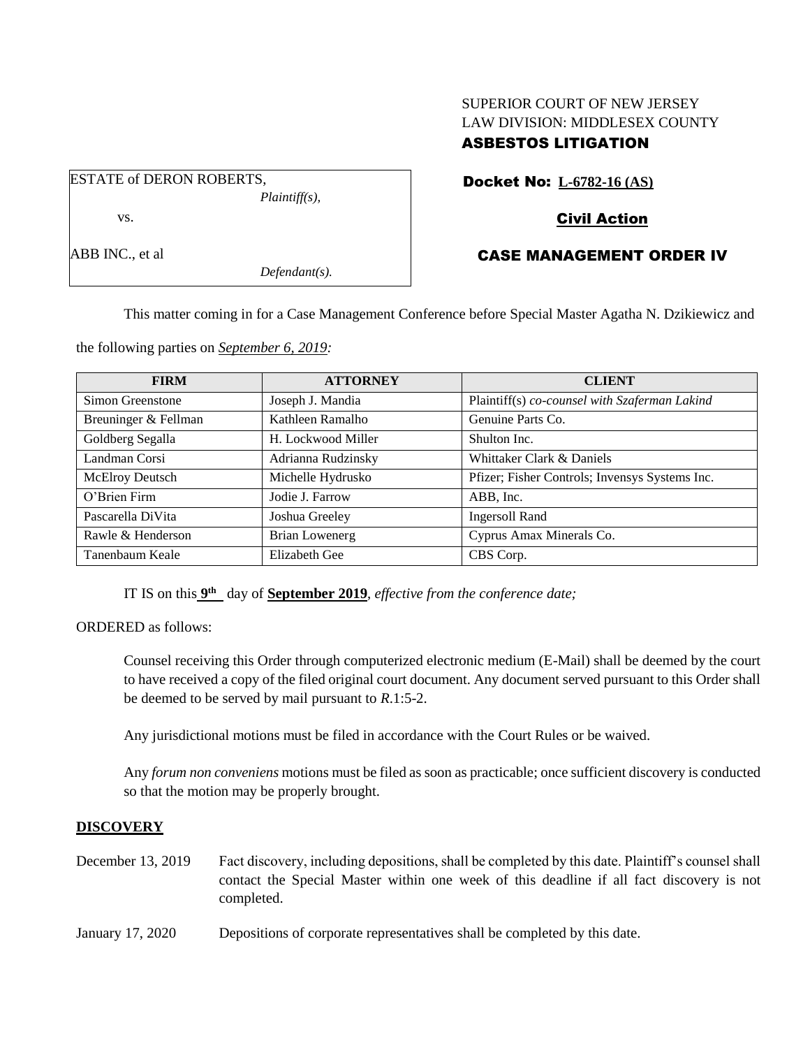SUPERIOR COURT OF NEW JERSEY
LAW DIVISION: MIDDLESEX COUNTY
**ASBESTOS LITIGATION**

ESTATE of DERON ROBERTS,
*Plaintiff(s),*

vs.

ABB INC., et al
*Defendant(s).*

**Docket No: L-6782-16 (AS)**

**Civil Action**

**CASE MANAGEMENT ORDER IV**

This matter coming in for a Case Management Conference before Special Master Agatha N. Dzikiewicz and the following parties on *September 6, 2019:*

| FIRM | ATTORNEY | CLIENT |
|---|---|---|
| Simon Greenstone | Joseph J. Mandia | Plaintiff(s) *co-counsel with Szaferman Lakind* |
| Breuninger & Fellman | Kathleen Ramalho | Genuine Parts Co. |
| Goldberg Segalla | H. Lockwood Miller | Shulton Inc. |
| Landman Corsi | Adrianna Rudzinsky | Whittaker Clark & Daniels |
| McElroy Deutsch | Michelle Hydrusko | Pfizer; Fisher Controls; Invensys Systems Inc. |
| O'Brien Firm | Jodie J. Farrow | ABB, Inc. |
| Pascarella DiVita | Joshua Greeley | Ingersoll Rand |
| Rawle & Henderson | Brian Lowenerg | Cyprus Amax Minerals Co. |
| Tanenbaum Keale | Elizabeth Gee | CBS Corp. |

IT IS on this **9th** day of **September 2019**, *effective from the conference date;*

ORDERED as follows:

Counsel receiving this Order through computerized electronic medium (E-Mail) shall be deemed by the court to have received a copy of the filed original court document. Any document served pursuant to this Order shall be deemed to be served by mail pursuant to *R*.1:5-2.

Any jurisdictional motions must be filed in accordance with the Court Rules or be waived.

Any *forum non conveniens* motions must be filed as soon as practicable; once sufficient discovery is conducted so that the motion may be properly brought.

## DISCOVERY

December 13, 2019 — Fact discovery, including depositions, shall be completed by this date. Plaintiff's counsel shall contact the Special Master within one week of this deadline if all fact discovery is not completed.

January 17, 2020 — Depositions of corporate representatives shall be completed by this date.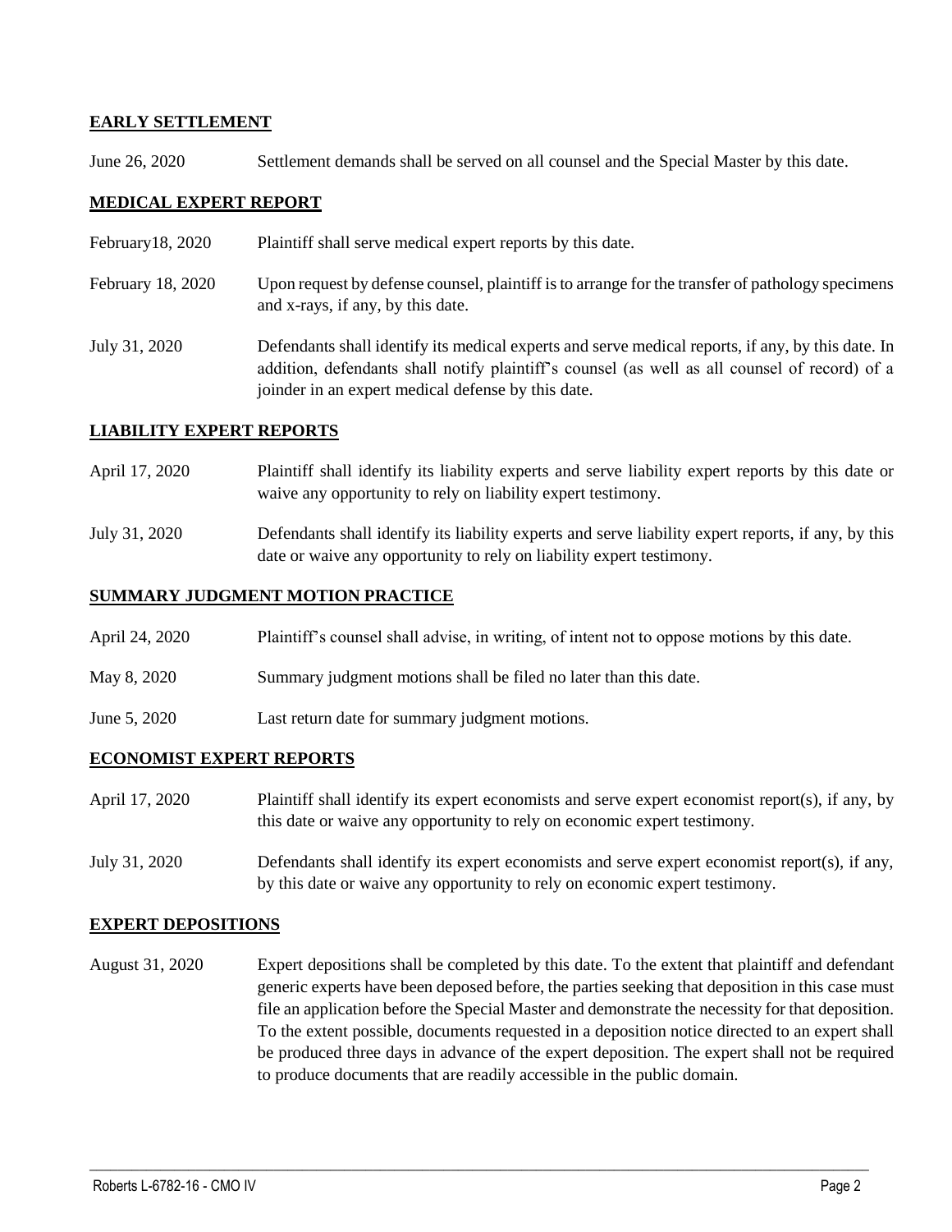## EARLY SETTLEMENT

June 26, 2020 Settlement demands shall be served on all counsel and the Special Master by this date.

## MEDICAL EXPERT REPORT

February18, 2020 Plaintiff shall serve medical expert reports by this date.

February 18, 2020 Upon request by defense counsel, plaintiff is to arrange for the transfer of pathology specimens and x-rays, if any, by this date.

July 31, 2020 Defendants shall identify its medical experts and serve medical reports, if any, by this date. In addition, defendants shall notify plaintiff's counsel (as well as all counsel of record) of a joinder in an expert medical defense by this date.

## LIABILITY EXPERT REPORTS

April 17, 2020 Plaintiff shall identify its liability experts and serve liability expert reports by this date or waive any opportunity to rely on liability expert testimony.

July 31, 2020 Defendants shall identify its liability experts and serve liability expert reports, if any, by this date or waive any opportunity to rely on liability expert testimony.

## SUMMARY JUDGMENT MOTION PRACTICE

April 24, 2020 Plaintiff's counsel shall advise, in writing, of intent not to oppose motions by this date.

May 8, 2020 Summary judgment motions shall be filed no later than this date.

June 5, 2020 Last return date for summary judgment motions.

## ECONOMIST EXPERT REPORTS

April 17, 2020 Plaintiff shall identify its expert economists and serve expert economist report(s), if any, by this date or waive any opportunity to rely on economic expert testimony.

July 31, 2020 Defendants shall identify its expert economists and serve expert economist report(s), if any, by this date or waive any opportunity to rely on economic expert testimony.

## EXPERT DEPOSITIONS

August 31, 2020 Expert depositions shall be completed by this date. To the extent that plaintiff and defendant generic experts have been deposed before, the parties seeking that deposition in this case must file an application before the Special Master and demonstrate the necessity for that deposition. To the extent possible, documents requested in a deposition notice directed to an expert shall be produced three days in advance of the expert deposition. The expert shall not be required to produce documents that are readily accessible in the public domain.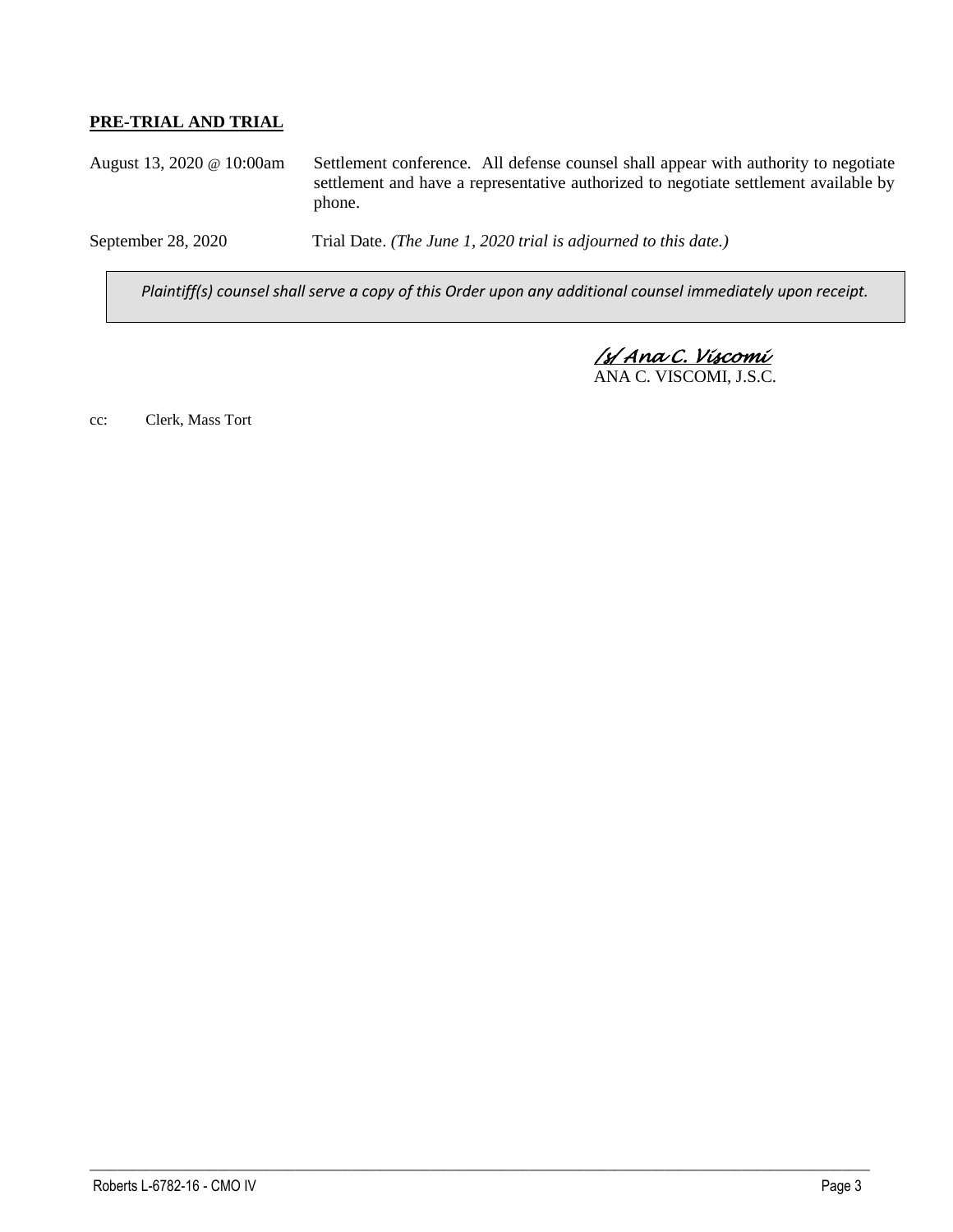**PRE-TRIAL AND TRIAL**

| | |
|---|---|
| August 13, 2020 @ 10:00am | Settlement conference. All defense counsel shall appear with authority to negotiate settlement and have a representative authorized to negotiate settlement available by phone. |
| September 28, 2020 | Trial Date. *(The June 1, 2020 trial is adjourned to this date.)* |

*Plaintiff(s) counsel shall serve a copy of this Order upon any additional counsel immediately upon receipt.*

*/s/ Ana C. Viscomi*
ANA C. VISCOMI, J.S.C.

cc: Clerk, Mass Tort